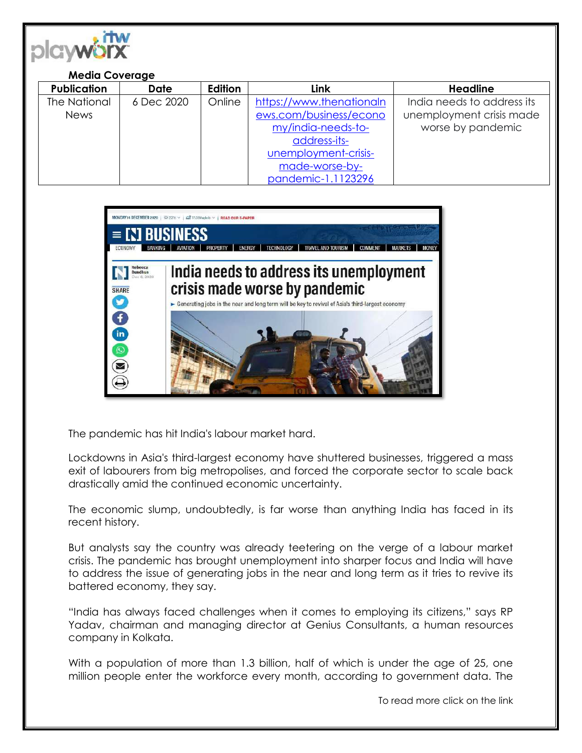**Media Coverage**

| Publication | Date | Edition | Link | Headline |
|---|---|---|---|---|
| The National News | 6 Dec 2020 | Online | https://www.thenationalnews.com/business/economy/india-needs-to-address-its-unemployment-crisis-made-worse-by-pandemic-1.1123296 | India needs to address its unemployment crisis made worse by pandemic |

The pandemic has hit India's labour market hard.

Lockdowns in Asia's third-largest economy have shuttered businesses, triggered a mass exit of labourers from big metropolises, and forced the corporate sector to scale back drastically amid the continued economic uncertainty.

The economic slump, undoubtedly, is far worse than anything India has faced in its recent history.

But analysts say the country was already teetering on the verge of a labour market crisis. The pandemic has brought unemployment into sharper focus and India will have to address the issue of generating jobs in the near and long term as it tries to revive its battered economy, they say.

"India has always faced challenges when it comes to employing its citizens," says RP Yadav, chairman and managing director at Genius Consultants, a human resources company in Kolkata.

With a population of more than 1.3 billion, half of which is under the age of 25, one million people enter the workforce every month, according to government data. The

To read more click on the link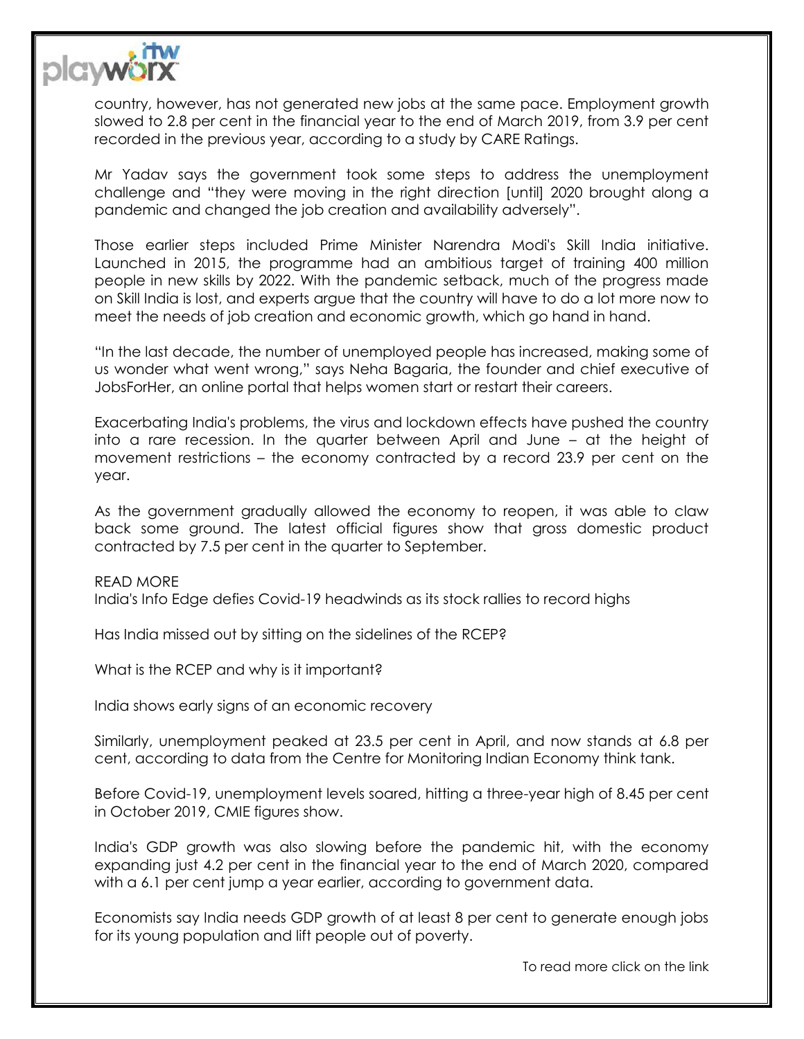country, however, has not generated new jobs at the same pace. Employment growth slowed to 2.8 per cent in the financial year to the end of March 2019, from 3.9 per cent recorded in the previous year, according to a study by CARE Ratings.

Mr Yadav says the government took some steps to address the unemployment challenge and "they were moving in the right direction [until] 2020 brought along a pandemic and changed the job creation and availability adversely".

Those earlier steps included Prime Minister Narendra Modi's Skill India initiative. Launched in 2015, the programme had an ambitious target of training 400 million people in new skills by 2022. With the pandemic setback, much of the progress made on Skill India is lost, and experts argue that the country will have to do a lot more now to meet the needs of job creation and economic growth, which go hand in hand.

"In the last decade, the number of unemployed people has increased, making some of us wonder what went wrong," says Neha Bagaria, the founder and chief executive of JobsForHer, an online portal that helps women start or restart their careers.

Exacerbating India's problems, the virus and lockdown effects have pushed the country into a rare recession. In the quarter between April and June – at the height of movement restrictions – the economy contracted by a record 23.9 per cent on the year.

As the government gradually allowed the economy to reopen, it was able to claw back some ground. The latest official figures show that gross domestic product contracted by 7.5 per cent in the quarter to September.

READ MORE
India's Info Edge defies Covid-19 headwinds as its stock rallies to record highs

Has India missed out by sitting on the sidelines of the RCEP?

What is the RCEP and why is it important?

India shows early signs of an economic recovery

Similarly, unemployment peaked at 23.5 per cent in April, and now stands at 6.8 per cent, according to data from the Centre for Monitoring Indian Economy think tank.

Before Covid-19, unemployment levels soared, hitting a three-year high of 8.45 per cent in October 2019, CMIE figures show.

India's GDP growth was also slowing before the pandemic hit, with the economy expanding just 4.2 per cent in the financial year to the end of March 2020, compared with a 6.1 per cent jump a year earlier, according to government data.

Economists say India needs GDP growth of at least 8 per cent to generate enough jobs for its young population and lift people out of poverty.

To read more click on the link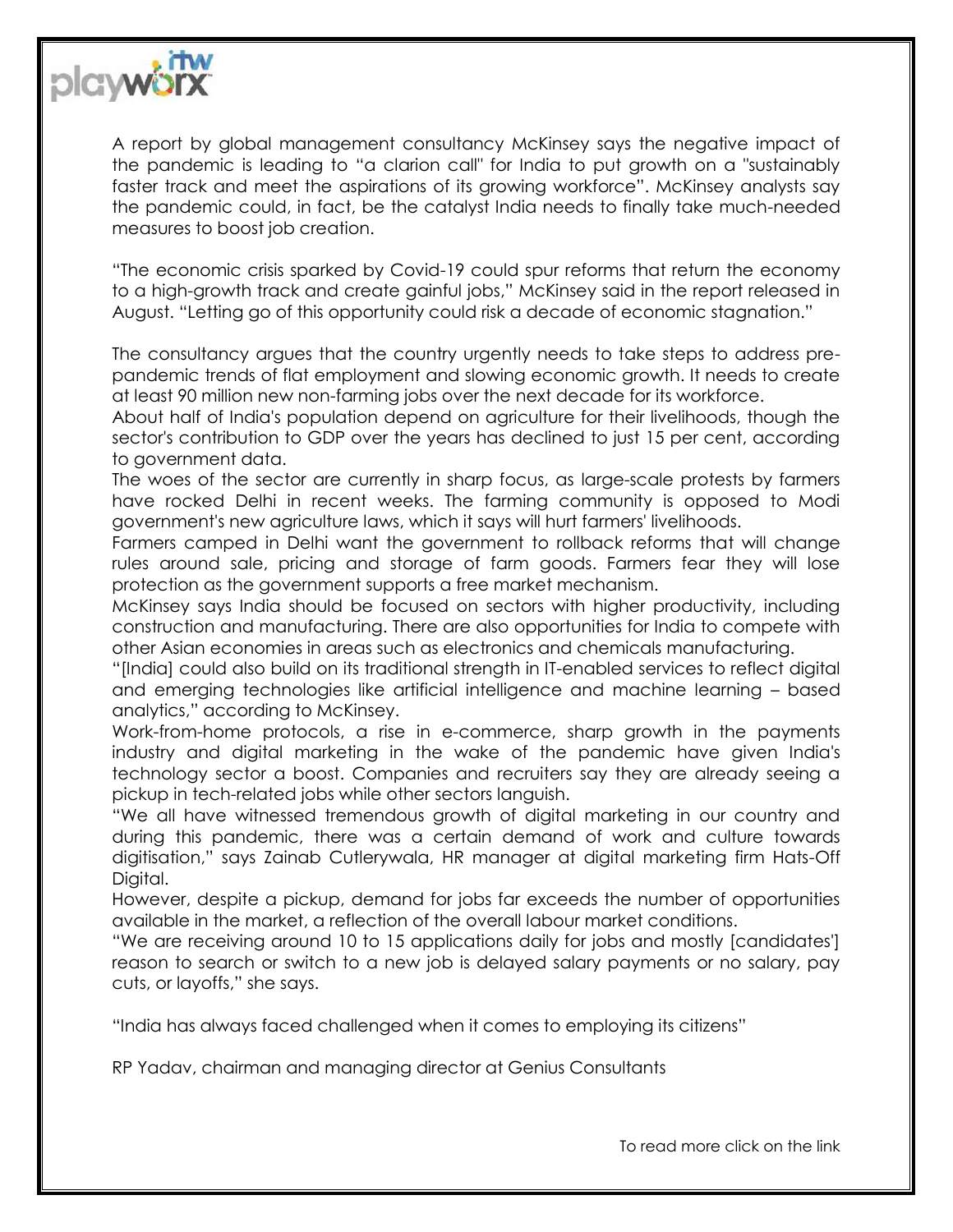A report by global management consultancy McKinsey says the negative impact of the pandemic is leading to "a clarion call" for India to put growth on a "sustainably faster track and meet the aspirations of its growing workforce". McKinsey analysts say the pandemic could, in fact, be the catalyst India needs to finally take much-needed measures to boost job creation.

"The economic crisis sparked by Covid-19 could spur reforms that return the economy to a high-growth track and create gainful jobs," McKinsey said in the report released in August. "Letting go of this opportunity could risk a decade of economic stagnation."

The consultancy argues that the country urgently needs to take steps to address pre-pandemic trends of flat employment and slowing economic growth. It needs to create at least 90 million new non-farming jobs over the next decade for its workforce.

About half of India's population depend on agriculture for their livelihoods, though the sector's contribution to GDP over the years has declined to just 15 per cent, according to government data.

The woes of the sector are currently in sharp focus, as large-scale protests by farmers have rocked Delhi in recent weeks. The farming community is opposed to Modi government's new agriculture laws, which it says will hurt farmers' livelihoods.

Farmers camped in Delhi want the government to rollback reforms that will change rules around sale, pricing and storage of farm goods. Farmers fear they will lose protection as the government supports a free market mechanism.

McKinsey says India should be focused on sectors with higher productivity, including construction and manufacturing. There are also opportunities for India to compete with other Asian economies in areas such as electronics and chemicals manufacturing.

"[India] could also build on its traditional strength in IT-enabled services to reflect digital and emerging technologies like artificial intelligence and machine learning – based analytics," according to McKinsey.

Work-from-home protocols, a rise in e-commerce, sharp growth in the payments industry and digital marketing in the wake of the pandemic have given India's technology sector a boost. Companies and recruiters say they are already seeing a pickup in tech-related jobs while other sectors languish.

"We all have witnessed tremendous growth of digital marketing in our country and during this pandemic, there was a certain demand of work and culture towards digitisation," says Zainab Cutlerywala, HR manager at digital marketing firm Hats-Off Digital.

However, despite a pickup, demand for jobs far exceeds the number of opportunities available in the market, a reflection of the overall labour market conditions.

"We are receiving around 10 to 15 applications daily for jobs and mostly [candidates'] reason to search or switch to a new job is delayed salary payments or no salary, pay cuts, or layoffs," she says.

"India has always faced challenged when it comes to employing its citizens"

RP Yadav, chairman and managing director at Genius Consultants

To read more click on the link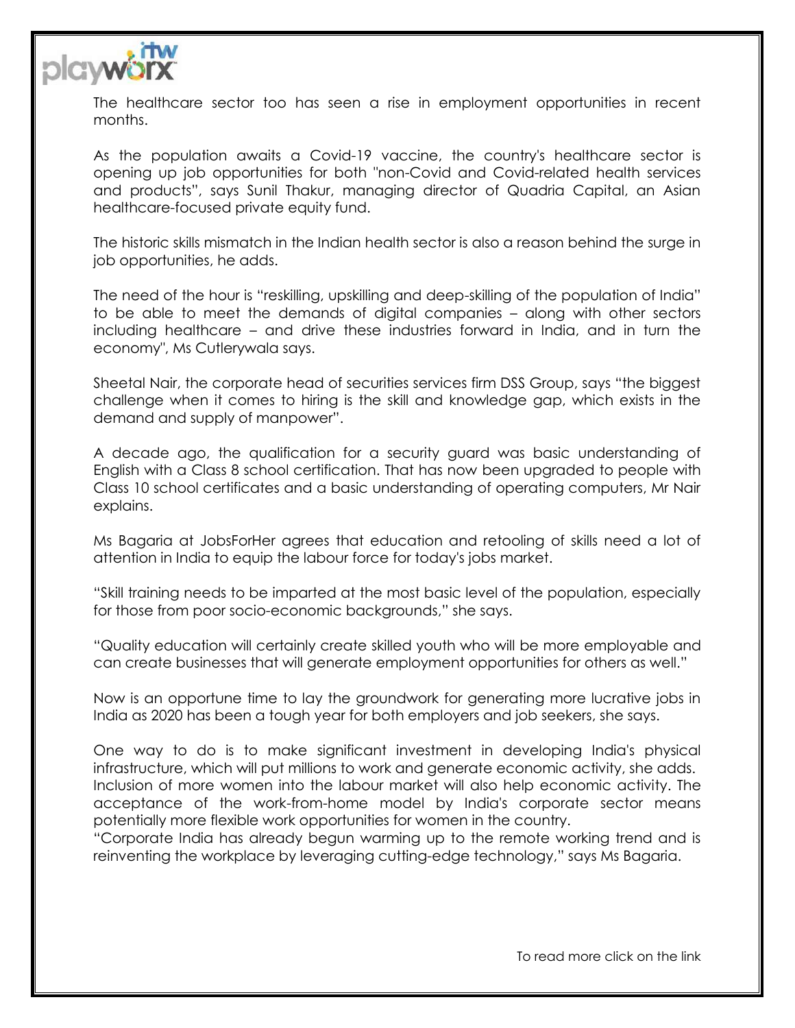The healthcare sector too has seen a rise in employment opportunities in recent months.

As the population awaits a Covid-19 vaccine, the country's healthcare sector is opening up job opportunities for both "non-Covid and Covid-related health services and products", says Sunil Thakur, managing director of Quadria Capital, an Asian healthcare-focused private equity fund.

The historic skills mismatch in the Indian health sector is also a reason behind the surge in job opportunities, he adds.

The need of the hour is "reskilling, upskilling and deep-skilling of the population of India" to be able to meet the demands of digital companies – along with other sectors including healthcare – and drive these industries forward in India, and in turn the economy", Ms Cutlerywala says.

Sheetal Nair, the corporate head of securities services firm DSS Group, says "the biggest challenge when it comes to hiring is the skill and knowledge gap, which exists in the demand and supply of manpower".

A decade ago, the qualification for a security guard was basic understanding of English with a Class 8 school certification. That has now been upgraded to people with Class 10 school certificates and a basic understanding of operating computers, Mr Nair explains.

Ms Bagaria at JobsForHer agrees that education and retooling of skills need a lot of attention in India to equip the labour force for today's jobs market.

"Skill training needs to be imparted at the most basic level of the population, especially for those from poor socio-economic backgrounds," she says.

"Quality education will certainly create skilled youth who will be more employable and can create businesses that will generate employment opportunities for others as well."

Now is an opportune time to lay the groundwork for generating more lucrative jobs in India as 2020 has been a tough year for both employers and job seekers, she says.

One way to do is to make significant investment in developing India's physical infrastructure, which will put millions to work and generate economic activity, she adds. Inclusion of more women into the labour market will also help economic activity. The acceptance of the work-from-home model by India's corporate sector means potentially more flexible work opportunities for women in the country.
"Corporate India has already begun warming up to the remote working trend and is reinventing the workplace by leveraging cutting-edge technology," says Ms Bagaria.

To read more click on the link